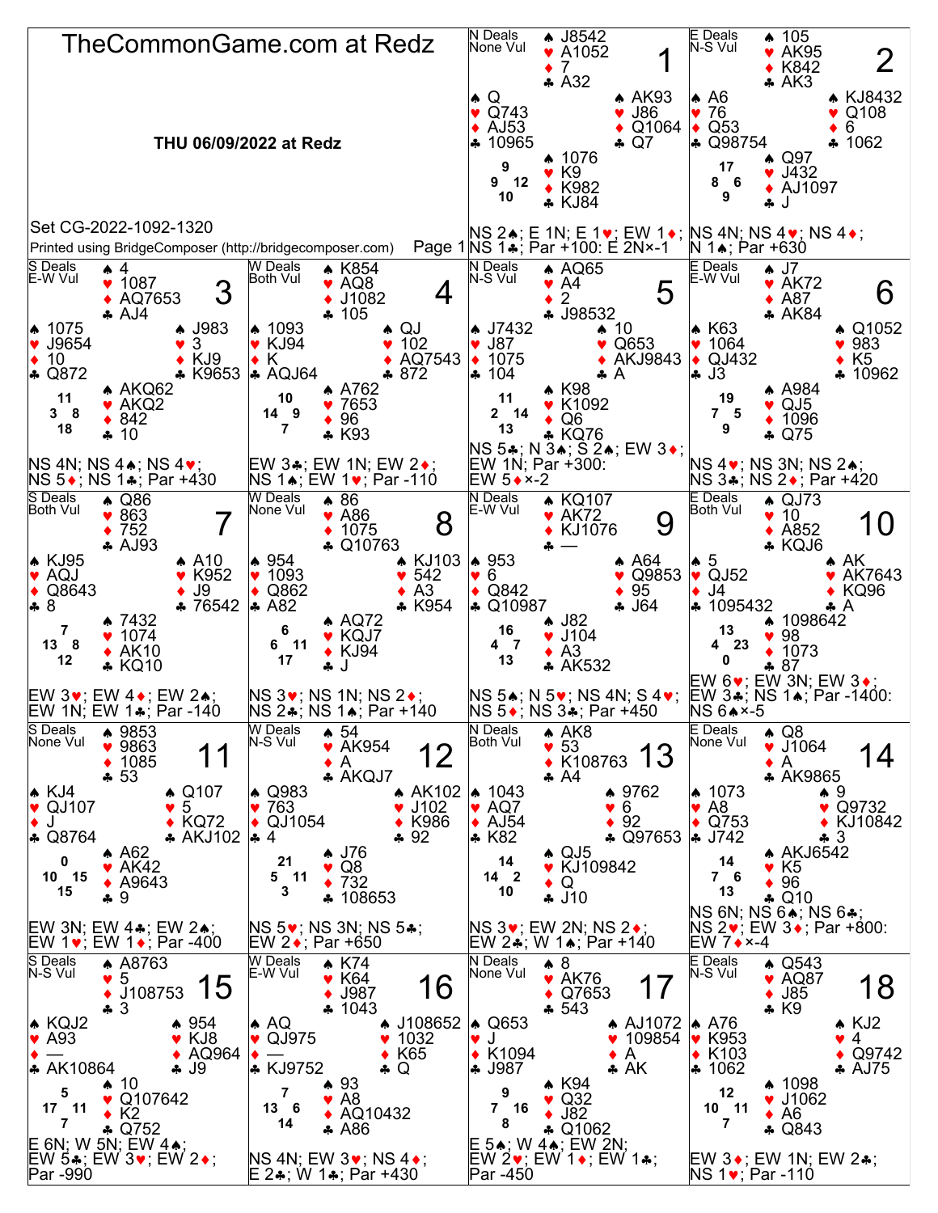# TheCommonGame.com at Redz

**THU 06/09/2022 at Redz**

Set CG-2022-1092-1320

Printed using BridgeComposer (http://bridgecomposer.com)

---

## Board 1
N Deals, None Vul

- North: ♠ J8542 ♥ A1052 ♦ 7 ♣ A32
- West: ♠ Q ♥ Q743 ♦ AJ53 ♣ 10965
- East: ♠ AK93 ♥ J86 ♦ Q1064 ♣ Q7
- South: ♠ 1076 ♥ K9 ♦ K982 ♣ KJ84

HCP: N 9, W 9, E 12, S 10

NS 2♠; E 1N; E 1♥; EW 1♦; NS 1♣; Par +100: E 2N×-1

## Board 2
E Deals, N-S Vul

- North: ♠ 105 ♥ AK95 ♦ K842 ♣ AK3
- West: ♠ A6 ♥ 76 ♦ Q53 ♣ Q98754
- East: ♠ KJ8432 ♥ Q108 ♦ 6 ♣ 1062
- South: ♠ Q97 ♥ J432 ♦ AJ1097 ♣ J

HCP: N 17, W 8, E 6, S 9

NS 4N; NS 4♥; NS 4♦; N 1♠; Par +630

## Board 3
S Deals, E-W Vul

- North: ♠ 4 ♥ 1087 ♦ AQ7653 ♣ AJ4
- West: ♠ 1075 ♥ J9654 ♦ 10 ♣ Q872
- East: ♠ J983 ♥ 3 ♦ KJ9 ♣ K9653
- South: ♠ AKQ62 ♥ AKQ2 ♦ 842 ♣ 10

HCP: N 11, W 3, E 8, S 18

NS 4N; NS 4♠; NS 4♥; NS 5♦; NS 1♣; Par +430

## Board 4
W Deals, Both Vul

- North: ♠ K854 ♥ AQ8 ♦ J1082 ♣ 105
- West: ♠ 1093 ♥ KJ94 ♦ K ♣ AQJ64
- East: ♠ QJ ♥ 102 ♦ AQ7543 ♣ 872
- South: ♠ A762 ♥ 7653 ♦ 96 ♣ K93

HCP: N 10, W 14, E 9, S 7

EW 3♣; EW 1N; EW 2♦; NS 1♠; EW 1♥; Par -110

## Board 5
N Deals, N-S Vul

- North: ♠ AQ65 ♥ A4 ♦ 2 ♣ J98532
- West: ♠ J7432 ♥ J87 ♦ 1075 ♣ 104
- East: ♠ 10 ♥ Q653 ♦ AKJ9843 ♣ A
- South: ♠ K98 ♥ K1092 ♦ Q6 ♣ KQ76

HCP: N 11, W 2, E 14, S 13

NS 5♣; N 3♠; S 2♠; EW 3♦; EW 1N; Par +300: EW 5♦×-2

## Board 6
E Deals, E-W Vul

- North: ♠ J7 ♥ AK72 ♦ A87 ♣ AK84
- West: ♠ K63 ♥ 1064 ♦ QJ432 ♣ J3
- East: ♠ Q1052 ♥ 983 ♦ K5 ♣ 10962
- South: ♠ A984 ♥ QJ5 ♦ 1096 ♣ Q75

HCP: N 19, W 7, E 5, S 9

NS 4♥; NS 3N; NS 2♠; NS 3♣; NS 2♦; Par +420

## Board 7
S Deals, Both Vul

- North: ♠ Q86 ♥ 863 ♦ 752 ♣ AJ93
- West: ♠ KJ95 ♥ AQJ ♦ Q8643 ♣ 8
- East: ♠ A10 ♥ K952 ♦ J9 ♣ 76542
- South: ♠ 7432 ♥ 1074 ♦ AK10 ♣ KQ10

HCP: N 7, W 13, E 8, S 12

EW 3♥; EW 4♦; EW 2♠; EW 1N; EW 1♣; Par -140

## Board 8
W Deals, None Vul

- North: ♠ 86 ♥ A86 ♦ 1075 ♣ Q10763
- West: ♠ 954 ♥ 1093 ♦ Q862 ♣ A82
- East: ♠ KJ103 ♥ 542 ♦ A3 ♣ K954
- South: ♠ AQ72 ♥ KQJ7 ♦ KJ94 ♣ J

HCP: N 6, W 6, E 11, S 17

NS 3♥; NS 1N; NS 2♦; NS 2♣; NS 1♠; Par +140

## Board 9
N Deals, E-W Vul

- North: ♠ KQ107 ♥ AK72 ♦ KJ1076 ♣ —
- West: ♠ 953 ♥ 6 ♦ Q842 ♣ Q10987
- East: ♠ A64 ♥ Q9853 ♦ 95 ♣ J64
- South: ♠ J82 ♥ J104 ♦ A3 ♣ AK532

HCP: N 16, W 4, E 7, S 13

NS 5♠; N 5♥; NS 4N; S 4♥; NS 5♦; NS 3♣; Par +450

## Board 10
E Deals, Both Vul

- North: ♠ QJ73 ♥ 10 ♦ A852 ♣ KQJ6
- West: ♠ 5 ♥ QJ52 ♦ J4 ♣ 1095432
- East: ♠ AK ♥ AK7643 ♦ KQ96 ♣ A
- South: ♠ 1098642 ♥ 98 ♦ 1073 ♣ 87

HCP: N 13, W 4, E 23, S 0

EW 6♥; EW 3N; EW 3♦; EW 3♣; NS 1♠; Par -1400: NS 6♠×-5

## Board 11
S Deals, None Vul

- North: ♠ 9853 ♥ 9863 ♦ 1085 ♣ 53
- West: ♠ KJ4 ♥ QJ107 ♦ J ♣ Q8764
- East: ♠ Q107 ♥ 5 ♦ KQ72 ♣ AKJ102
- South: ♠ A62 ♥ AK42 ♦ A9643 ♣ 9

HCP: N 0, W 10, E 15, S 15

EW 3N; EW 4♣; EW 2♠; EW 1♥; EW 1♦; Par -400

## Board 12
W Deals, N-S Vul

- North: ♠ 54 ♥ AK954 ♦ A ♣ AKQJ7
- West: ♠ Q983 ♥ 763 ♦ QJ1054 ♣ 4
- East: ♠ AK102 ♥ J102 ♦ K986 ♣ 92
- South: ♠ J76 ♥ Q8 ♦ 732 ♣ 108653

HCP: N 21, W 5, E 11, S 3

NS 5♥; NS 3N; NS 5♣; EW 2♦; Par +650

## Board 13
N Deals, Both Vul

- North: ♠ AK8 ♥ 53 ♦ K108763 ♣ A4
- West: ♠ 1043 ♥ AQ7 ♦ AJ54 ♣ K82
- East: ♠ 9762 ♥ 6 ♦ 92 ♣ Q97653
- South: ♠ QJ5 ♥ KJ109842 ♦ Q ♣ J10

HCP: N 14, W 14, E 2, S 10

NS 3♥; EW 2N; NS 2♦; EW 2♣; W 1♠; Par +140

## Board 14
E Deals, None Vul

- North: ♠ Q8 ♥ J1064 ♦ A ♣ AK9865
- West: ♠ 1073 ♥ A8 ♦ Q753 ♣ J742
- East: ♠ 9 ♥ Q9732 ♦ KJ10842 ♣ 3
- South: ♠ AKJ6542 ♥ K5 ♦ 96 ♣ Q10

HCP: N 14, W 7, E 6, S 13

NS 6N; NS 6♠; NS 6♣; NS 2♥; EW 3♦; Par +800: EW 7♦×-4

## Board 15
S Deals, N-S Vul

- North: ♠ A8763 ♥ 5 ♦ J108753 ♣ 3
- West: ♠ KQJ2 ♥ A93 ♦ — ♣ AK10864
- East: ♠ 954 ♥ KJ8 ♦ AQ964 ♣ J9
- South: ♠ 10 ♥ Q107642 ♦ K2 ♣ Q752

HCP: N 5, W 17, E 11, S 7

E 6N; W 5N; EW 4♠; EW 5♣; EW 3♥; EW 2♦; Par -990

## Board 16
W Deals, E-W Vul

- North: ♠ K74 ♥ K64 ♦ J987 ♣ 1043
- West: ♠ AQ ♥ QJ975 ♦ — ♣ KJ9752
- East: ♠ J108652 ♥ 1032 ♦ K65 ♣ Q
- South: ♠ 93 ♥ A8 ♦ AQ10432 ♣ A86

HCP: N 7, W 13, E 6, S 14

NS 4N; EW 3♥; NS 4♦; E 2♣; W 1♣; Par +430

## Board 17
N Deals, None Vul

- North: ♠ 8 ♥ AK76 ♦ Q7653 ♣ 543
- West: ♠ Q653 ♥ J ♦ K1094 ♣ J987
- East: ♠ AJ1072 ♥ 109854 ♦ A ♣ AK
- South: ♠ K94 ♥ Q32 ♦ J82 ♣ Q1062

HCP: N 9, W 7, E 16, S 8

E 5♠; W 4♠; EW 2N; EW 2♥; EW 1♦; EW 1♣; Par -450

## Board 18
E Deals, N-S Vul

- North: ♠ Q543 ♥ AQ87 ♦ J85 ♣ K9
- West: ♠ A76 ♥ K953 ♦ K103 ♣ 1062
- East: ♠ KJ2 ♥ 4 ♦ Q9742 ♣ AJ75
- South: ♠ 1098 ♥ J1062 ♦ A6 ♣ Q843

HCP: N 12, W 10, E 11, S 7

EW 3♦; EW 1N; EW 2♣; NS 1♥; Par -110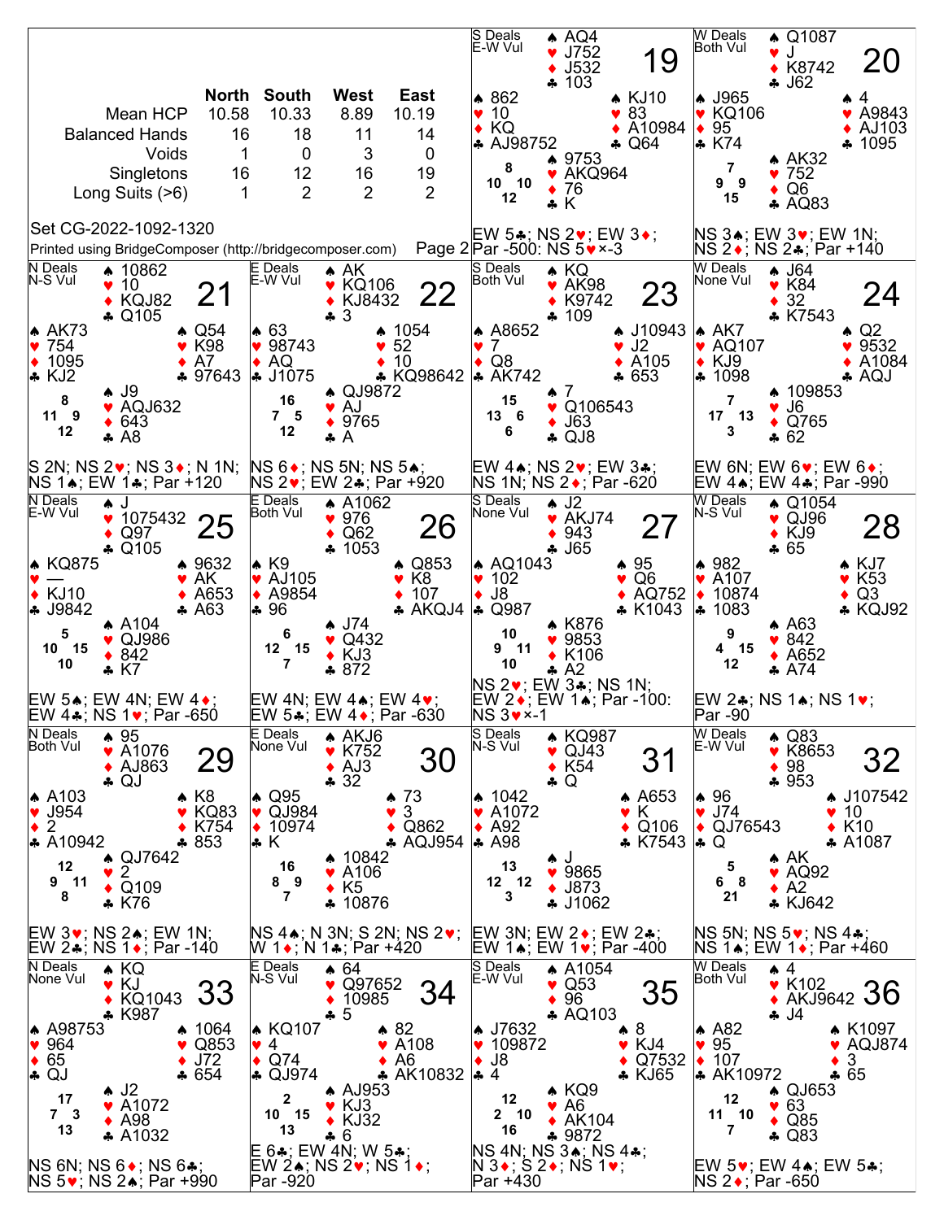| | North | South | West | East |
|---|---|---|---|---|
| Mean HCP | 10.58 | 10.33 | 8.89 | 10.19 |
| Balanced Hands | 16 | 18 | 11 | 14 |
| Voids | 1 | 0 | 3 | 0 |
| Singletons | 16 | 12 | 16 | 19 |
| Long Suits (>6) | 1 | 2 | 2 | 2 |

Set CG-2022-1092-1320

Printed using BridgeComposer (http://bridgecomposer.com)

## Board 19

S Deals, E-W Vul

North: ♠ AQ4 ♥ J752 ♦ J532 ♣ 103

West: ♠ 862 ♥ 10 ♦ KQ ♣ AJ98752

East: ♠ KJ10 ♥ 83 ♦ A10984 ♣ Q64

South: ♠ 9753 ♥ AKQ964 ♦ 76 ♣ K

HCP: N 8, W 10, E 10, S 12

EW 5♣; NS 2♥; EW 3♦; Par -500: NS 5♥×-3

## Board 20

W Deals, Both Vul

North: ♠ Q1087 ♥ J ♦ K8742 ♣ J62

West: ♠ J965 ♥ KQ106 ♦ 95 ♣ K74

East: ♠ 4 ♥ A9843 ♦ AJ103 ♣ 1095

South: ♠ AK32 ♥ 752 ♦ Q6 ♣ AQ83

HCP: N 7, W 9, E 9, S 15

NS 3♠; EW 3♥; EW 1N; NS 2♦; NS 2♣; Par +140

## Board 21

N Deals, N-S Vul

North: ♠ 10862 ♥ 10 ♦ KQJ82 ♣ Q105

West: ♠ AK73 ♥ 754 ♦ 1095 ♣ KJ2

East: ♠ Q54 ♥ K98 ♦ A7 ♣ 97643

South: ♠ J9 ♥ AQJ632 ♦ 643 ♣ A8

HCP: N 8, W 11, E 9, S 12

S 2N; NS 2♥; NS 3♦; N 1N; NS 1♠; EW 1♣; Par +120

## Board 22

E Deals, E-W Vul

North: ♠ AK ♥ KQ106 ♦ KJ8432 ♣ 3

West: ♠ 63 ♥ 98743 ♦ AQ ♣ J1075

East: ♠ 1054 ♥ 52 ♦ 10 ♣ KQ98642

South: ♠ QJ9872 ♥ AJ ♦ 9765 ♣ A

HCP: N 16, W 7, E 5, S 12

NS 6♦; NS 5N; NS 5♠; NS 2♥; EW 2♣; Par +920

## Board 23

S Deals, Both Vul

North: ♠ KQ ♥ AK98 ♦ K9742 ♣ 109

West: ♠ A8652 ♥ 7 ♦ Q8 ♣ AK742

East: ♠ J10943 ♥ J2 ♦ A105 ♣ 653

South: ♠ 7 ♥ Q106543 ♦ J63 ♣ QJ8

HCP: N 15, W 13, E 6, S 6

EW 4♠; NS 2♥; EW 3♣; NS 1N; NS 2♦; Par -620

## Board 24

W Deals, None Vul

North: ♠ J64 ♥ K84 ♦ 32 ♣ K7543

West: ♠ AK7 ♥ AQ107 ♦ KJ9 ♣ 1098

East: ♠ Q2 ♥ 9532 ♦ A1084 ♣ AQJ

South: ♠ 109853 ♥ J6 ♦ Q765 ♣ 62

HCP: N 7, W 17, E 13, S 3

EW 6N; EW 6♥; EW 6♦; EW 4♠; EW 4♣; Par -990

## Board 25

N Deals, E-W Vul

North: ♠ J ♥ 1075432 ♦ Q97 ♣ Q105

West: ♠ KQ875 ♥ — ♦ KJ10 ♣ J9842

East: ♠ 9632 ♥ AK ♦ A653 ♣ A63

South: ♠ A104 ♥ QJ986 ♦ 842 ♣ K7

HCP: N 5, W 10, E 15, S 10

EW 5♠; EW 4N; EW 4♦; EW 4♣; NS 1♥; Par -650

## Board 26

E Deals, Both Vul

North: ♠ A1062 ♥ 976 ♦ Q62 ♣ 1053

West: ♠ K9 ♥ AJ105 ♦ A9854 ♣ 96

East: ♠ Q853 ♥ K8 ♦ 107 ♣ AKQJ4

South: ♠ J74 ♥ Q432 ♦ KJ3 ♣ 872

HCP: N 6, W 12, E 15, S 7

EW 4N; EW 4♠; EW 4♥; EW 5♣; EW 4♦; Par -630

## Board 27

S Deals, None Vul

North: ♠ J2 ♥ AKJ74 ♦ 943 ♣ J65

West: ♠ AQ1043 ♥ 102 ♦ J8 ♣ Q987

East: ♠ 95 ♥ Q6 ♦ AQ752 ♣ K1043

South: ♠ K876 ♥ 9853 ♦ K106 ♣ A2

HCP: N 10, W 9, E 11, S 10

NS 2♥; EW 3♣; NS 1N; EW 2♦; EW 1♠; Par -100: NS 3♥×-1

## Board 28

W Deals, N-S Vul

North: ♠ Q1054 ♥ QJ96 ♦ KJ9 ♣ 65

West: ♠ 982 ♥ A107 ♦ 10874 ♣ 1083

East: ♠ KJ7 ♥ K53 ♦ Q3 ♣ KQJ92

South: ♠ A63 ♥ 842 ♦ A652 ♣ A74

HCP: N 9, W 4, E 15, S 12

EW 2♣; NS 1♠; NS 1♥; Par -90

## Board 29

N Deals, Both Vul

North: ♠ 95 ♥ A1076 ♦ AJ863 ♣ QJ

West: ♠ A103 ♥ J954 ♦ 2 ♣ A10942

East: ♠ K8 ♥ KQ83 ♦ K754 ♣ 853

South: ♠ QJ7642 ♥ 2 ♦ Q109 ♣ K76

HCP: N 12, W 9, E 11, S 8

EW 3♥; NS 2♠; EW 1N; EW 2♣; NS 1♦; Par -140

## Board 30

E Deals, None Vul

North: ♠ AKJ6 ♥ K752 ♦ AJ3 ♣ 32

West: ♠ Q95 ♥ QJ984 ♦ 10974 ♣ K

East: ♠ 73 ♥ 3 ♦ Q862 ♣ AQJ954

South: ♠ 10842 ♥ A106 ♦ K5 ♣ 10876

HCP: N 16, W 8, E 9, S 7

NS 4♠; N 3N; S 2N; NS 2♥; W 1♦; N 1♣; Par +420

## Board 31

S Deals, N-S Vul

North: ♠ KQ987 ♥ QJ43 ♦ K54 ♣ Q

West: ♠ 1042 ♥ A1072 ♦ A92 ♣ A98

East: ♠ A653 ♥ K ♦ Q106 ♣ K7543

South: ♠ J ♥ 9865 ♦ J873 ♣ J1062

HCP: N 13, W 12, E 12, S 3

EW 3N; EW 2♦; EW 2♣; EW 1♠; EW 1♥; Par -400

## Board 32

W Deals, E-W Vul

North: ♠ Q83 ♥ K8653 ♦ 98 ♣ 953

West: ♠ 96 ♥ J74 ♦ QJ76543 ♣ Q

East: ♠ J107542 ♥ 10 ♦ K10 ♣ A1087

South: ♠ AK ♥ AQ92 ♦ A2 ♣ KJ642

HCP: N 5, W 6, E 8, S 21

NS 5N; NS 5♥; NS 4♣; NS 1♠; EW 1♦; Par +460

## Board 33

N Deals, None Vul

North: ♠ KQ ♥ KJ ♦ KQ1043 ♣ K987

West: ♠ A98753 ♥ 964 ♦ 65 ♣ QJ

East: ♠ 1064 ♥ Q853 ♦ J72 ♣ 654

South: ♠ J2 ♥ A1072 ♦ A98 ♣ A1032

HCP: N 17, W 7, E 3, S 13

NS 6N; NS 6♦; NS 6♣; NS 5♥; NS 2♠; Par +990

## Board 34

E Deals, N-S Vul

North: ♠ 64 ♥ Q97652 ♦ 10985 ♣ 5

West: ♠ KQ107 ♥ 4 ♦ Q74 ♣ QJ974

East: ♠ 82 ♥ A108 ♦ A6 ♣ AK10832

South: ♠ AJ953 ♥ KJ3 ♦ KJ32 ♣ 6

HCP: N 2, W 10, E 15, S 13

E 6♣; EW 4N; W 5♣; EW 2♠; NS 2♥; NS 1♦; Par -920

## Board 35

S Deals, E-W Vul

North: ♠ A1054 ♥ Q53 ♦ 96 ♣ AQ103

West: ♠ J7632 ♥ 109872 ♦ J8 ♣ 4

East: ♠ 8 ♥ KJ4 ♦ Q7532 ♣ KJ65

South: ♠ KQ9 ♥ A6 ♦ AK104 ♣ 9872

HCP: N 12, W 2, E 10, S 16

NS 4N; NS 3♠; NS 4♣; N 3♦; S 2♦; NS 1♥; Par +430

## Board 36

W Deals, Both Vul

North: ♠ 4 ♥ K102 ♦ AKJ9642 ♣ J4

West: ♠ A82 ♥ 95 ♦ 107 ♣ AK10972

East: ♠ K1097 ♥ AQJ874 ♦ 3 ♣ 65

South: ♠ QJ653 ♥ 63 ♦ Q85 ♣ Q83

HCP: N 12, W 11, E 10, S 7

EW 5♥; EW 4♠; EW 5♣; NS 2♦; Par -650